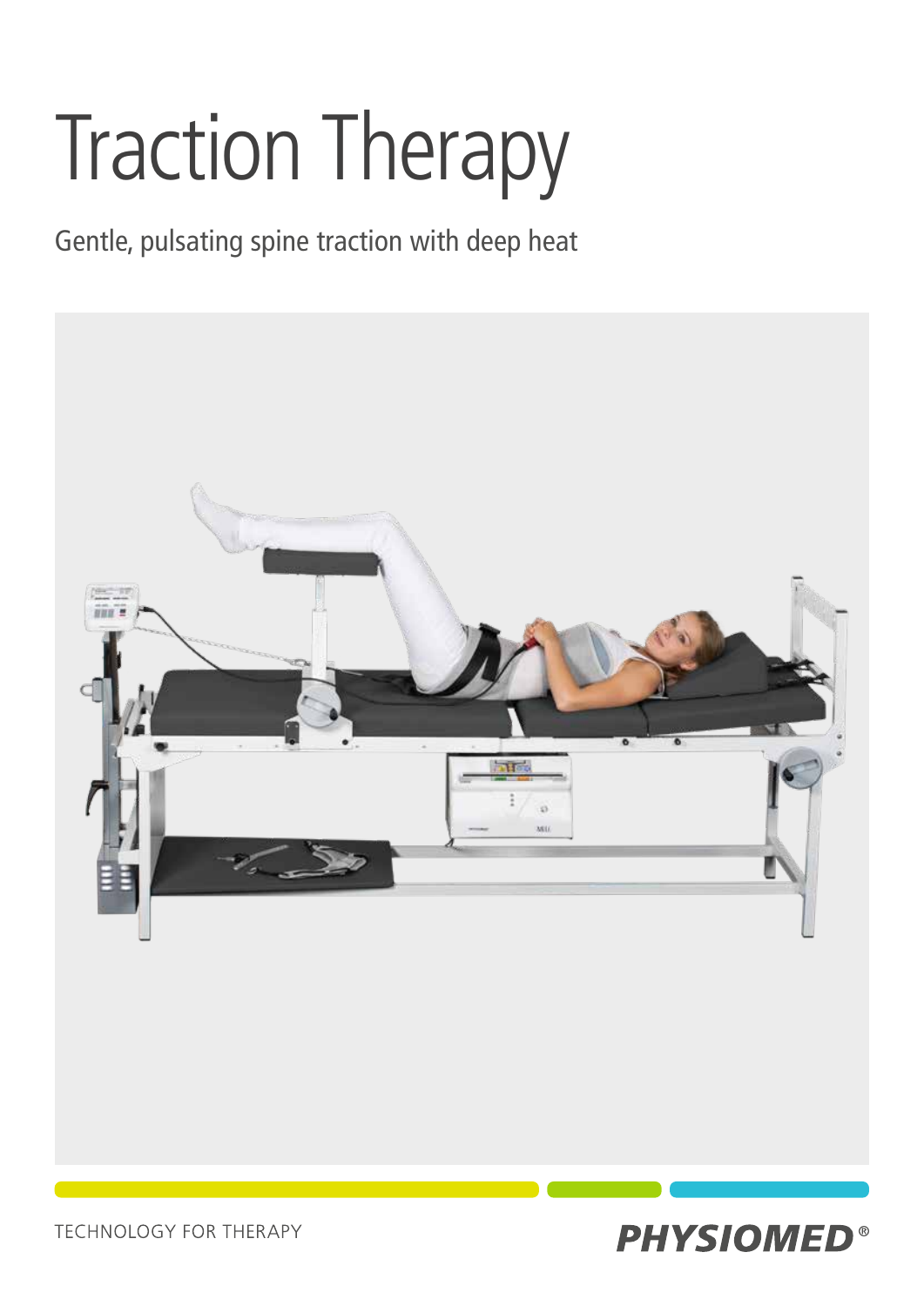# Traction Therapy

Gentle, pulsating spine traction with deep heat

TECHNOLOGY FOR THERAPY

PHYSIOMED®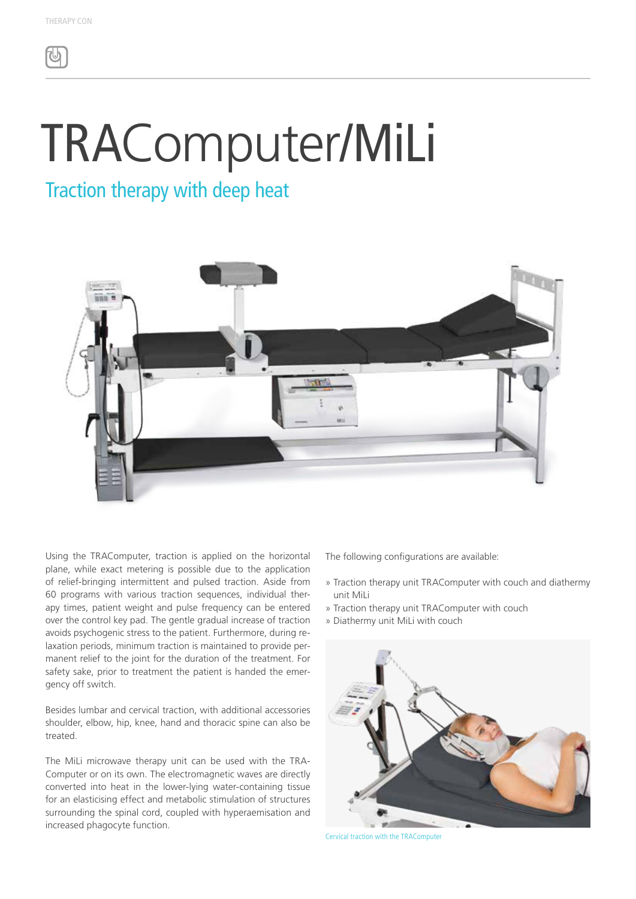# TRAComputer/MiLi

## Traction therapy with deep heat

Using the TRAComputer, traction is applied on the horizontal plane, while exact metering is possible due to the application of relief-bringing intermittent and pulsed traction. Aside from 60 programs with various traction sequences, individual therapy times, patient weight and pulse frequency can be entered over the control key pad. The gentle gradual increase of traction avoids psychogenic stress to the patient. Furthermore, during relaxation periods, minimum traction is maintained to provide permanent relief to the joint for the duration of the treatment. For safety sake, prior to treatment the patient is handed the emergency off switch.

Besides lumbar and cervical traction, with additional accessories shoulder, elbow, hip, knee, hand and thoracic spine can also be treated.

The MiLi microwave therapy unit can be used with the TRAComputer or on its own. The electromagnetic waves are directly converted into heat in the lower-lying water-containing tissue for an elasticising effect and metabolic stimulation of structures surrounding the spinal cord, coupled with hyperaemisation and increased phagocyte function.

The following configurations are available:

- » Traction therapy unit TRAComputer with couch and diathermy unit MiLi
- » Traction therapy unit TRAComputer with couch
- » Diathermy unit MiLi with couch

Cervical traction with the TRAComputer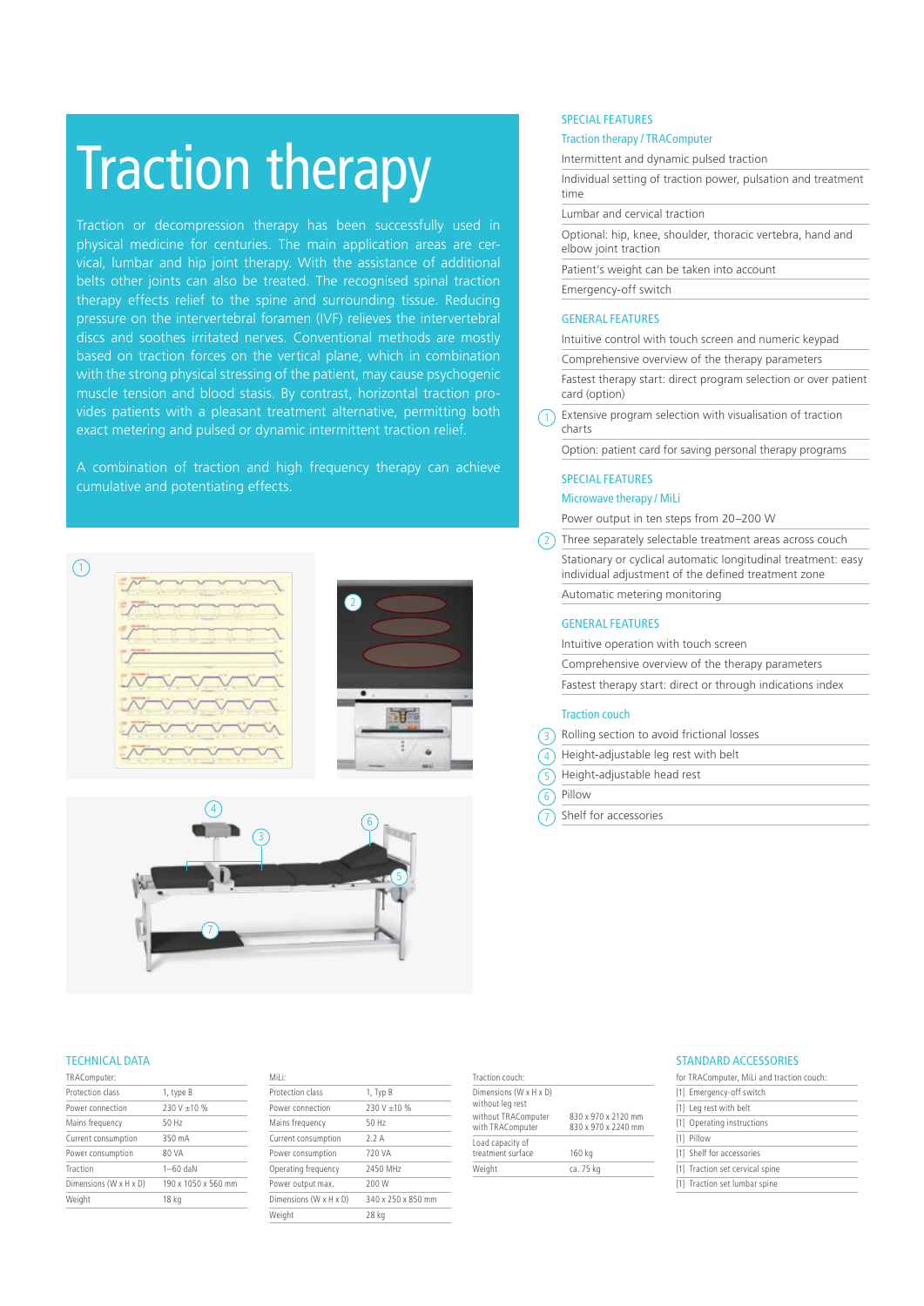# Traction therapy

Traction or decompression therapy has been successfully used in physical medicine for centuries. The main application areas are cervical, lumbar and hip joint therapy. With the assistance of additional belts other joints can also be treated. The recognised spinal traction therapy effects relief to the spine and surrounding tissue. Reducing pressure on the intervertebral foramen (IVF) relieves the intervertebral discs and soothes irritated nerves. Conventional methods are mostly based on traction forces on the vertical plane, which in combination with the strong physical stressing of the patient, may cause psychogenic muscle tension and blood stasis. By contrast, horizontal traction provides patients with a pleasant treatment alternative, permitting both exact metering and pulsed or dynamic intermittent traction relief.

A combination of traction and high frequency therapy can achieve cumulative and potentiating effects.

## SPECIAL FEATURES

### Traction therapy / TRAComputer

- Intermittent and dynamic pulsed traction
- Individual setting of traction power, pulsation and treatment time
- Lumbar and cervical traction
- Optional: hip, knee, shoulder, thoracic vertebra, hand and elbow joint traction
- Patient's weight can be taken into account
- Emergency-off switch

## GENERAL FEATURES

- Intuitive control with touch screen and numeric keypad
- Comprehensive overview of the therapy parameters
- Fastest therapy start: direct program selection or over patient card (option)
- (1) Extensive program selection with visualisation of traction charts
- Option: patient card for saving personal therapy programs

## SPECIAL FEATURES

### Microwave therapy / MiLi

- Power output in ten steps from 20–200 W
- (2) Three separately selectable treatment areas across couch
- Stationary or cyclical automatic longitudinal treatment: easy individual adjustment of the defined treatment zone
- Automatic metering monitoring

## GENERAL FEATURES

- Intuitive operation with touch screen
- Comprehensive overview of the therapy parameters
- Fastest therapy start: direct or through indications index

### Traction couch

- (3) Rolling section to avoid frictional losses
- (4) Height-adjustable leg rest with belt
- (5) Height-adjustable head rest
- (6) Pillow
- (7) Shelf for accessories

## TECHNICAL DATA

| TRAComputer: | |
|---|---|
| Protection class | 1, type B |
| Power connection | 230 V ±10 % |
| Mains frequency | 50 Hz |
| Current consumption | 350 mA |
| Power consumption | 80 VA |
| Traction | 1–60 daN |
| Dimensions (W x H x D) | 190 x 1050 x 560 mm |
| Weight | 18 kg |

| MiLi: | |
|---|---|
| Protection class | 1, Typ B |
| Power connection | 230 V ±10 % |
| Mains frequency | 50 Hz |
| Current consumption | 2.2 A |
| Power consumption | 720 VA |
| Operating frequency | 2450 MHz |
| Power output max. | 200 W |
| Dimensions (W x H x D) | 340 x 250 x 850 mm |
| Weight | 28 kg |

| Traction couch: | |
|---|---|
| Dimensions (W x H x D) without leg rest without TRAComputer with TRAComputer | 830 x 970 x 2120 mm<br>830 x 970 x 2240 mm |
| Load capacity of treatment surface | 160 kg |
| Weight | ca. 75 kg |

## STANDARD ACCESSORIES

for TRAComputer, MiLi and traction couch:

- [1] Emergency-off switch
- [1] Leg rest with belt
- [1] Operating instructions
- [1] Pillow
- [1] Shelf for accessories
- [1] Traction set cervical spine
- [1] Traction set lumbar spine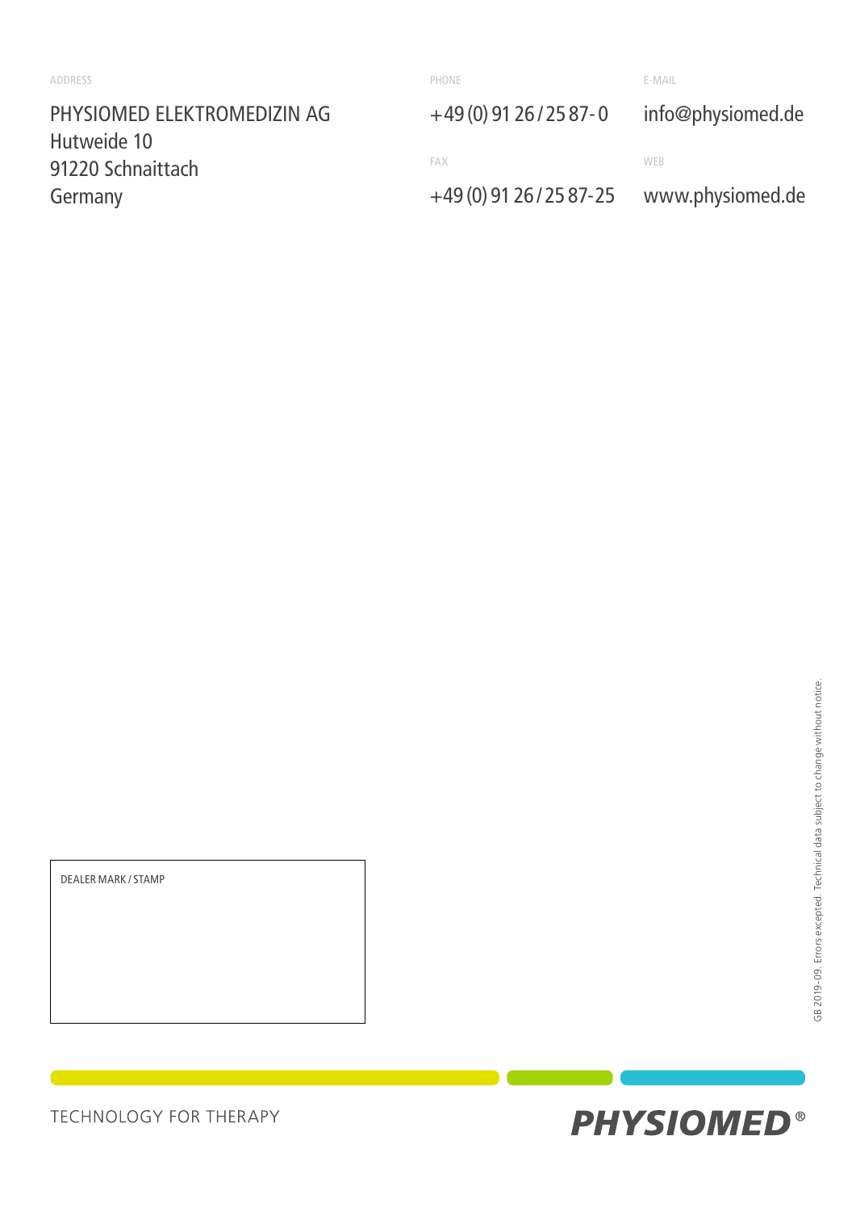ADDRESS

PHYSIOMED ELEKTROMEDIZIN AG
Hutweide 10
91220 Schnaittach
Germany

PHONE

+49 (0) 91 26 / 25 87- 0

FAX

+49 (0) 91 26 / 25 87-25

E-MAIL

info@physiomed.de

WEB

www.physiomed.de

DEALER MARK / STAMP

GB 2019-09. Errors excepted. Technical data subject to change without notice.

TECHNOLOGY FOR THERAPY

PHYSIOMED®